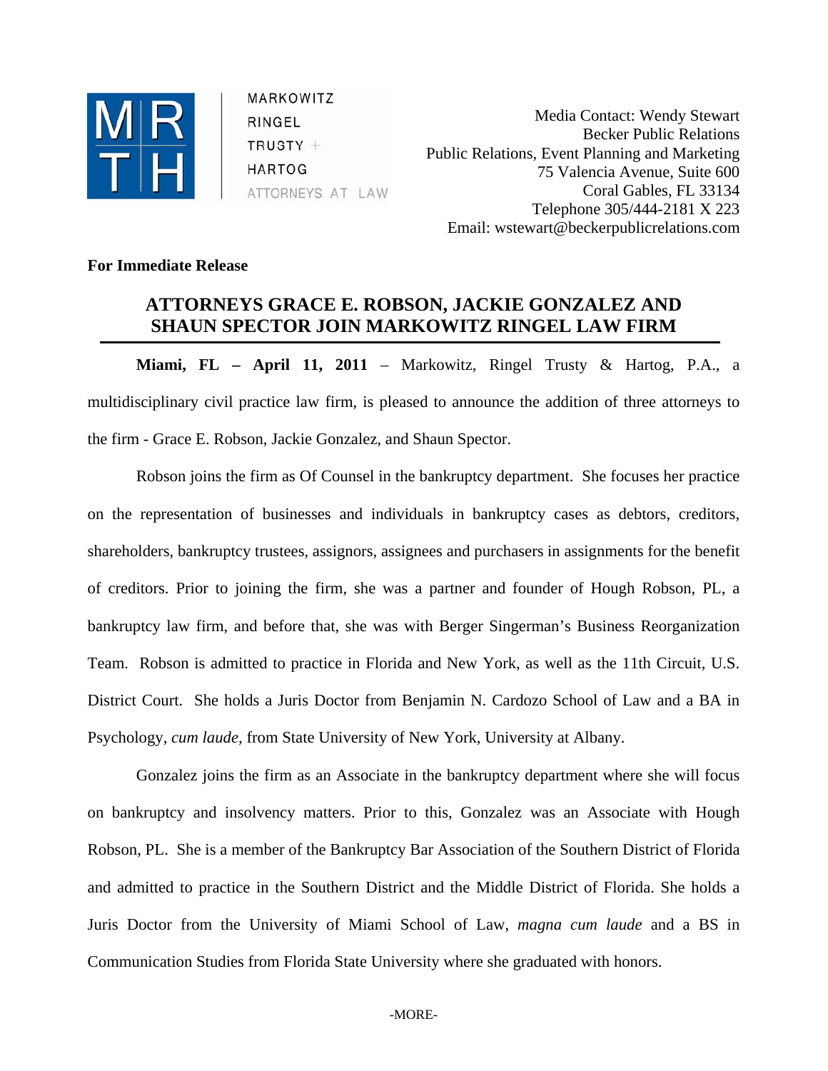MARKOWITZ
RINGEL
TRUSTY +
HARTOG
ATTORNEYS AT LAW

Media Contact: Wendy Stewart
Becker Public Relations
Public Relations, Event Planning and Marketing
75 Valencia Avenue, Suite 600
Coral Gables, FL 33134
Telephone 305/444-2181 X 223
Email: wstewart@beckerpublicrelations.com

**For Immediate Release**

## ATTORNEYS GRACE E. ROBSON, JACKIE GONZALEZ AND SHAUN SPECTOR JOIN MARKOWITZ RINGEL LAW FIRM

**Miami, FL – April 11, 2011** – Markowitz, Ringel Trusty & Hartog, P.A., a multidisciplinary civil practice law firm, is pleased to announce the addition of three attorneys to the firm - Grace E. Robson, Jackie Gonzalez, and Shaun Spector.

Robson joins the firm as Of Counsel in the bankruptcy department. She focuses her practice on the representation of businesses and individuals in bankruptcy cases as debtors, creditors, shareholders, bankruptcy trustees, assignors, assignees and purchasers in assignments for the benefit of creditors. Prior to joining the firm, she was a partner and founder of Hough Robson, PL, a bankruptcy law firm, and before that, she was with Berger Singerman's Business Reorganization Team. Robson is admitted to practice in Florida and New York, as well as the 11th Circuit, U.S. District Court. She holds a Juris Doctor from Benjamin N. Cardozo School of Law and a BA in Psychology, *cum laude,* from State University of New York, University at Albany.

Gonzalez joins the firm as an Associate in the bankruptcy department where she will focus on bankruptcy and insolvency matters. Prior to this, Gonzalez was an Associate with Hough Robson, PL. She is a member of the Bankruptcy Bar Association of the Southern District of Florida and admitted to practice in the Southern District and the Middle District of Florida. She holds a Juris Doctor from the University of Miami School of Law, *magna cum laude* and a BS in Communication Studies from Florida State University where she graduated with honors.

-MORE-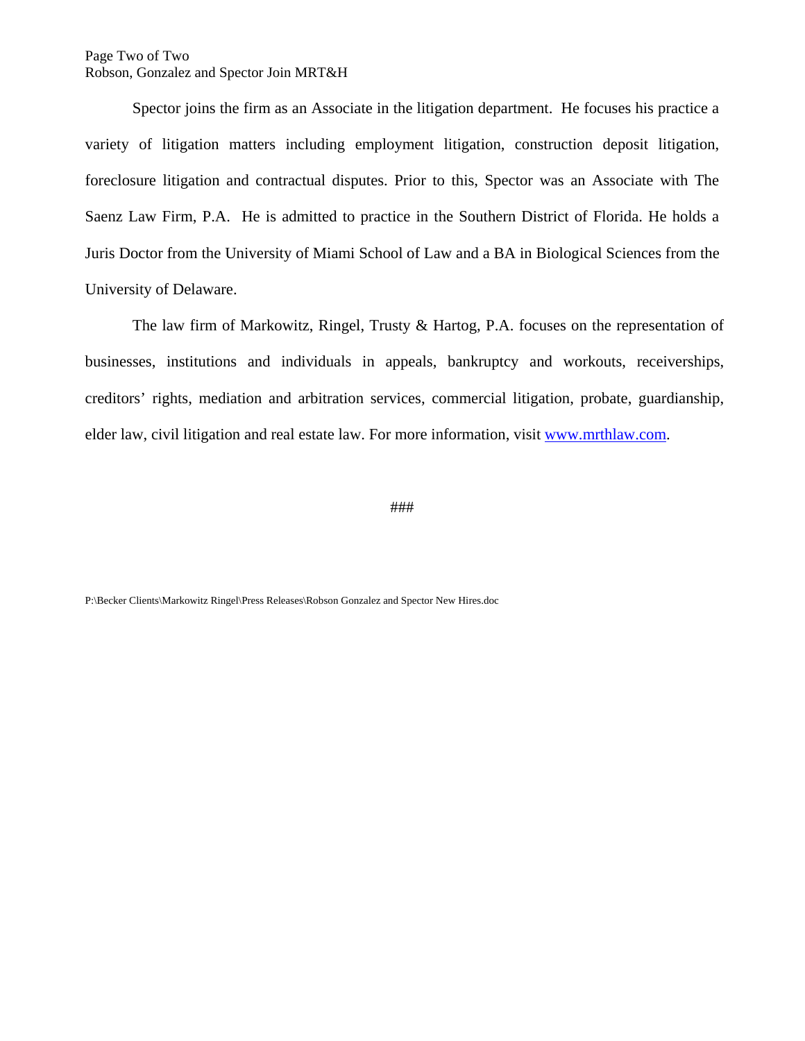Spector joins the firm as an Associate in the litigation department. He focuses his practice a variety of litigation matters including employment litigation, construction deposit litigation, foreclosure litigation and contractual disputes. Prior to this, Spector was an Associate with The Saenz Law Firm, P.A. He is admitted to practice in the Southern District of Florida. He holds a Juris Doctor from the University of Miami School of Law and a BA in Biological Sciences from the University of Delaware.

The law firm of Markowitz, Ringel, Trusty & Hartog, P.A. focuses on the representation of businesses, institutions and individuals in appeals, bankruptcy and workouts, receiverships, creditors' rights, mediation and arbitration services, commercial litigation, probate, guardianship, elder law, civil litigation and real estate law. For more information, visit [www.mrthlaw.com](http://www.mrthlaw.com).

###

P:\Becker Clients\Markowitz Ringel\Press Releases\Robson Gonzalez and Spector New Hires.doc